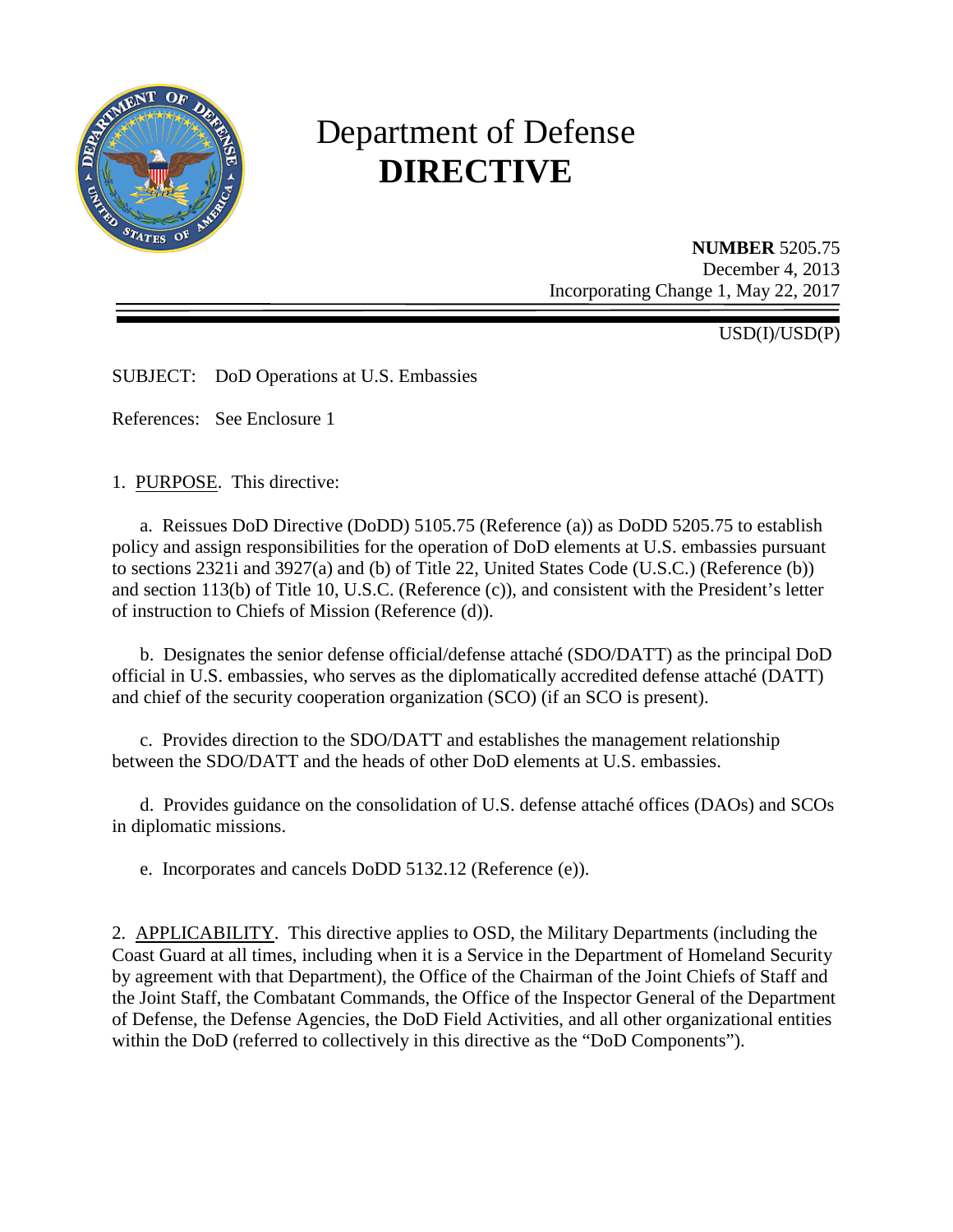# Department of Defense **DIRECTIVE**

**NUMBER** 5205.75
December 4, 2013
Incorporating Change 1, May 22, 2017

USD(I)/USD(P)

SUBJECT: DoD Operations at U.S. Embassies

References: See Enclosure 1

1. PURPOSE. This directive:

a. Reissues DoD Directive (DoDD) 5105.75 (Reference (a)) as DoDD 5205.75 to establish policy and assign responsibilities for the operation of DoD elements at U.S. embassies pursuant to sections 2321i and 3927(a) and (b) of Title 22, United States Code (U.S.C.) (Reference (b)) and section 113(b) of Title 10, U.S.C. (Reference (c)), and consistent with the President's letter of instruction to Chiefs of Mission (Reference (d)).

b. Designates the senior defense official/defense attaché (SDO/DATT) as the principal DoD official in U.S. embassies, who serves as the diplomatically accredited defense attaché (DATT) and chief of the security cooperation organization (SCO) (if an SCO is present).

c. Provides direction to the SDO/DATT and establishes the management relationship between the SDO/DATT and the heads of other DoD elements at U.S. embassies.

d. Provides guidance on the consolidation of U.S. defense attaché offices (DAOs) and SCOs in diplomatic missions.

e. Incorporates and cancels DoDD 5132.12 (Reference (e)).

2. APPLICABILITY. This directive applies to OSD, the Military Departments (including the Coast Guard at all times, including when it is a Service in the Department of Homeland Security by agreement with that Department), the Office of the Chairman of the Joint Chiefs of Staff and the Joint Staff, the Combatant Commands, the Office of the Inspector General of the Department of Defense, the Defense Agencies, the DoD Field Activities, and all other organizational entities within the DoD (referred to collectively in this directive as the "DoD Components").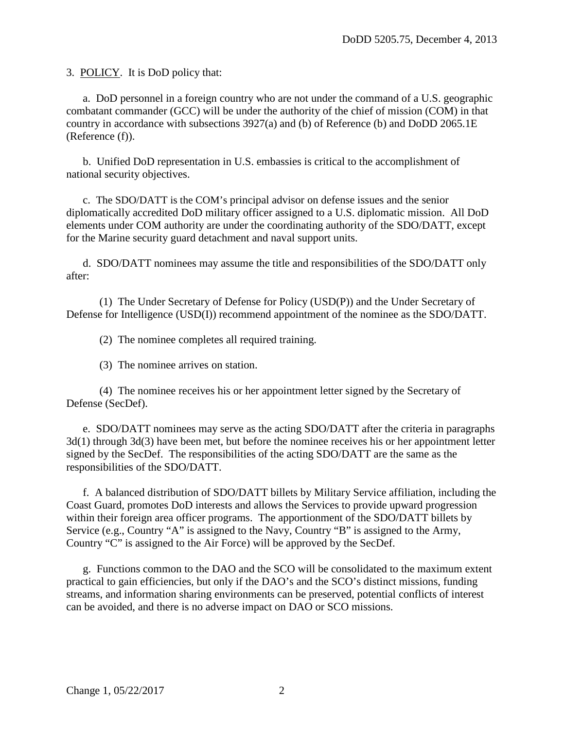3. POLICY. It is DoD policy that:

a. DoD personnel in a foreign country who are not under the command of a U.S. geographic combatant commander (GCC) will be under the authority of the chief of mission (COM) in that country in accordance with subsections 3927(a) and (b) of Reference (b) and DoDD 2065.1E (Reference (f)).

b. Unified DoD representation in U.S. embassies is critical to the accomplishment of national security objectives.

c. The SDO/DATT is the COM's principal advisor on defense issues and the senior diplomatically accredited DoD military officer assigned to a U.S. diplomatic mission. All DoD elements under COM authority are under the coordinating authority of the SDO/DATT, except for the Marine security guard detachment and naval support units.

d. SDO/DATT nominees may assume the title and responsibilities of the SDO/DATT only after:

(1) The Under Secretary of Defense for Policy (USD(P)) and the Under Secretary of Defense for Intelligence (USD(I)) recommend appointment of the nominee as the SDO/DATT.

(2) The nominee completes all required training.

(3) The nominee arrives on station.

(4) The nominee receives his or her appointment letter signed by the Secretary of Defense (SecDef).

e. SDO/DATT nominees may serve as the acting SDO/DATT after the criteria in paragraphs 3d(1) through 3d(3) have been met, but before the nominee receives his or her appointment letter signed by the SecDef. The responsibilities of the acting SDO/DATT are the same as the responsibilities of the SDO/DATT.

f. A balanced distribution of SDO/DATT billets by Military Service affiliation, including the Coast Guard, promotes DoD interests and allows the Services to provide upward progression within their foreign area officer programs. The apportionment of the SDO/DATT billets by Service (e.g., Country "A" is assigned to the Navy, Country "B" is assigned to the Army, Country "C" is assigned to the Air Force) will be approved by the SecDef.

g. Functions common to the DAO and the SCO will be consolidated to the maximum extent practical to gain efficiencies, but only if the DAO's and the SCO's distinct missions, funding streams, and information sharing environments can be preserved, potential conflicts of interest can be avoided, and there is no adverse impact on DAO or SCO missions.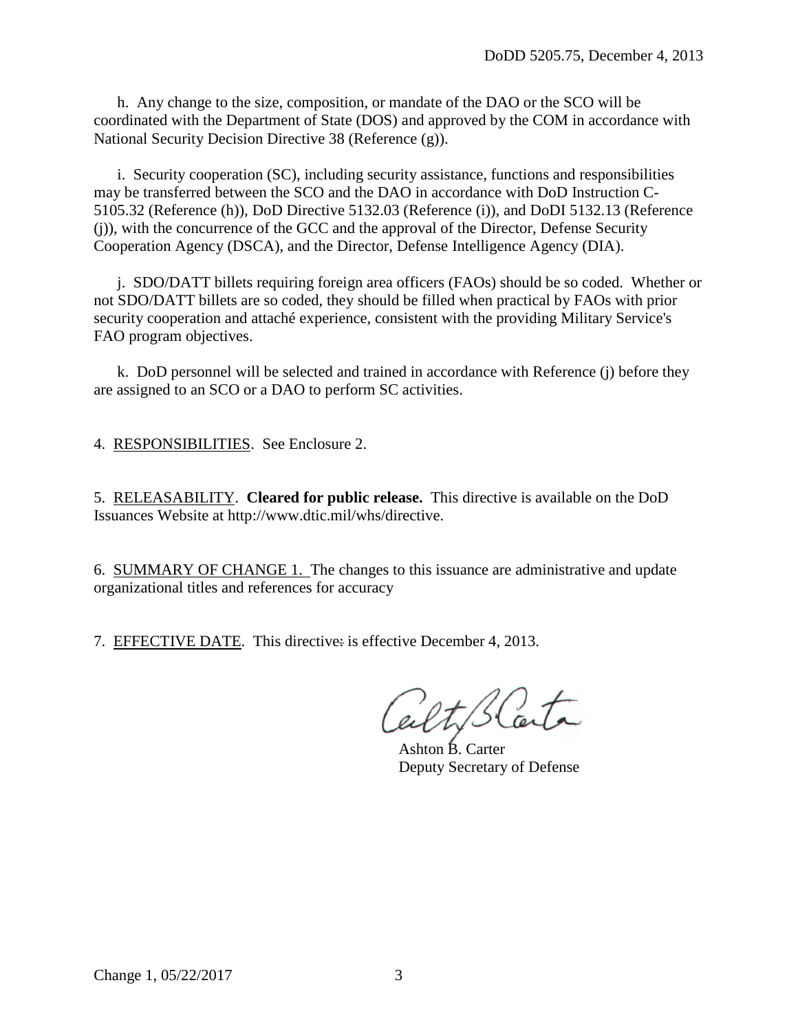h. Any change to the size, composition, or mandate of the DAO or the SCO will be coordinated with the Department of State (DOS) and approved by the COM in accordance with National Security Decision Directive 38 (Reference (g)).

i. Security cooperation (SC), including security assistance, functions and responsibilities may be transferred between the SCO and the DAO in accordance with DoD Instruction C-5105.32 (Reference (h)), DoD Directive 5132.03 (Reference (i)), and DoDI 5132.13 (Reference (j)), with the concurrence of the GCC and the approval of the Director, Defense Security Cooperation Agency (DSCA), and the Director, Defense Intelligence Agency (DIA).

j. SDO/DATT billets requiring foreign area officers (FAOs) should be so coded. Whether or not SDO/DATT billets are so coded, they should be filled when practical by FAOs with prior security cooperation and attaché experience, consistent with the providing Military Service's FAO program objectives.

k. DoD personnel will be selected and trained in accordance with Reference (j) before they are assigned to an SCO or a DAO to perform SC activities.

4. RESPONSIBILITIES. See Enclosure 2.

5. RELEASABILITY. **Cleared for public release.** This directive is available on the DoD Issuances Website at http://www.dtic.mil/whs/directive.

6. SUMMARY OF CHANGE 1. The changes to this issuance are administrative and update organizational titles and references for accuracy

7. EFFECTIVE DATE. This directive: is effective December 4, 2013.

Ashton B. Carter
Deputy Secretary of Defense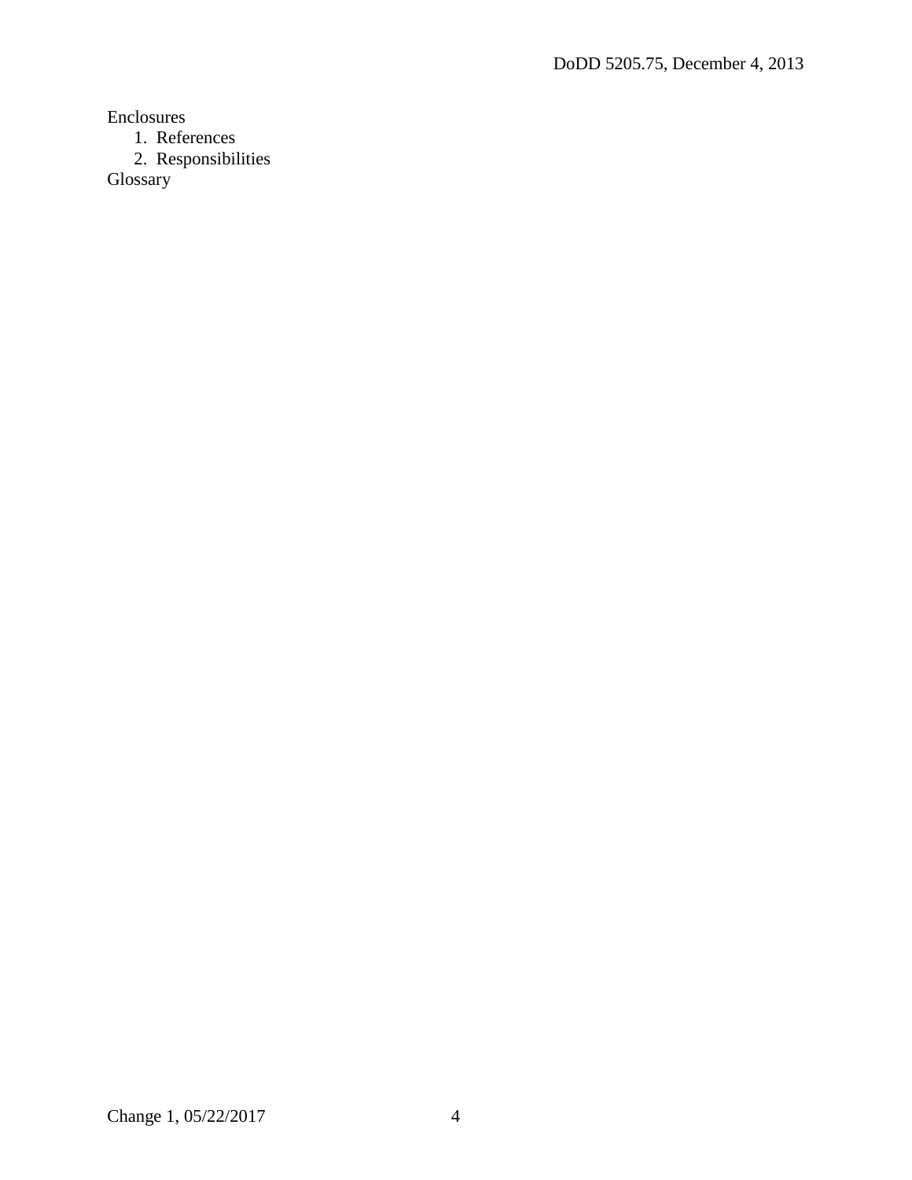Enclosures

1. References
2. Responsibilities

Glossary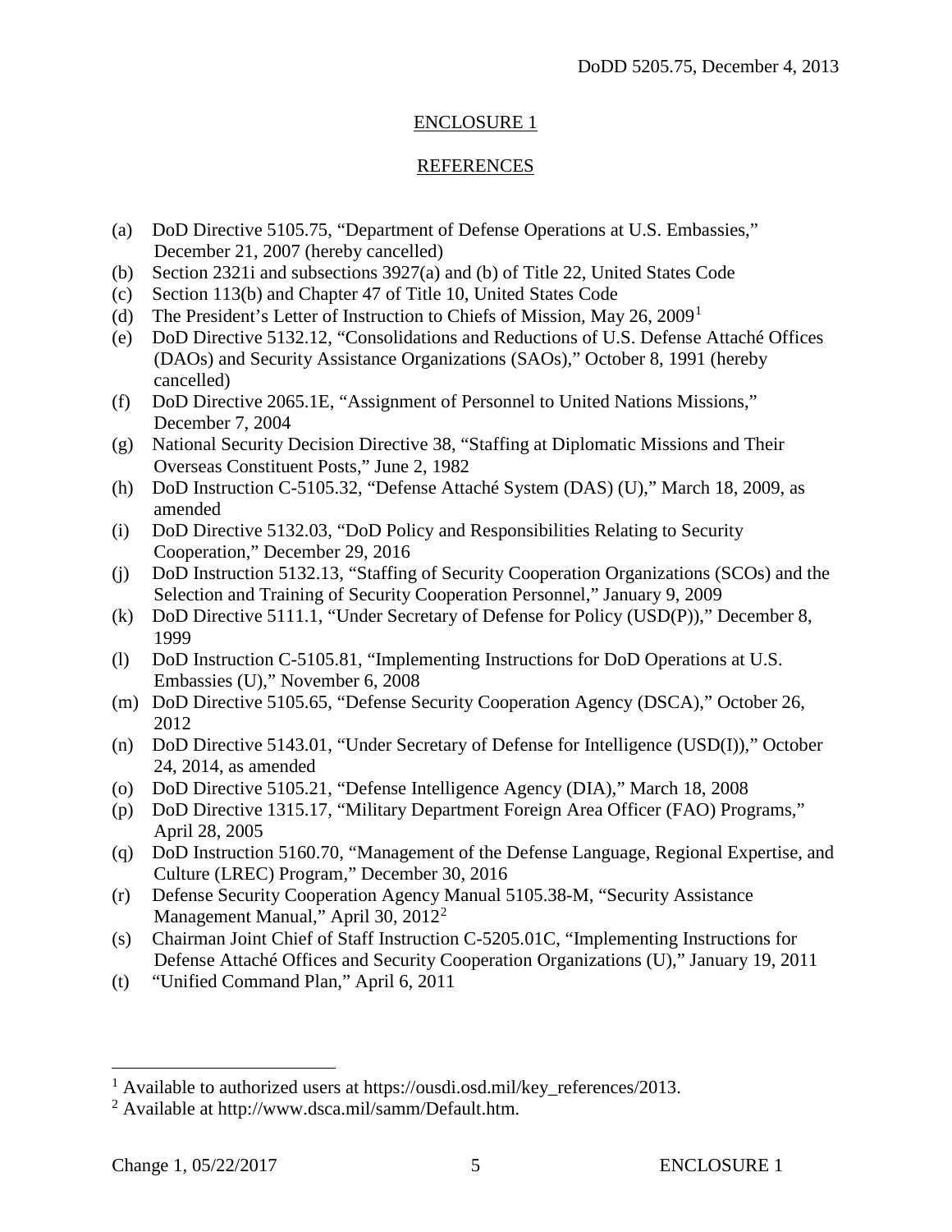## ENCLOSURE 1

## REFERENCES

(a) DoD Directive 5105.75, "Department of Defense Operations at U.S. Embassies," December 21, 2007 (hereby cancelled)
(b) Section 2321i and subsections 3927(a) and (b) of Title 22, United States Code
(c) Section 113(b) and Chapter 47 of Title 10, United States Code
(d) The President's Letter of Instruction to Chiefs of Mission, May 26, 2009[1]
(e) DoD Directive 5132.12, "Consolidations and Reductions of U.S. Defense Attaché Offices (DAOs) and Security Assistance Organizations (SAOs)," October 8, 1991 (hereby cancelled)
(f) DoD Directive 2065.1E, "Assignment of Personnel to United Nations Missions," December 7, 2004
(g) National Security Decision Directive 38, "Staffing at Diplomatic Missions and Their Overseas Constituent Posts," June 2, 1982
(h) DoD Instruction C-5105.32, "Defense Attaché System (DAS) (U)," March 18, 2009, as amended
(i) DoD Directive 5132.03, "DoD Policy and Responsibilities Relating to Security Cooperation," December 29, 2016
(j) DoD Instruction 5132.13, "Staffing of Security Cooperation Organizations (SCOs) and the Selection and Training of Security Cooperation Personnel," January 9, 2009
(k) DoD Directive 5111.1, "Under Secretary of Defense for Policy (USD(P))," December 8, 1999
(l) DoD Instruction C-5105.81, "Implementing Instructions for DoD Operations at U.S. Embassies (U)," November 6, 2008
(m) DoD Directive 5105.65, "Defense Security Cooperation Agency (DSCA)," October 26, 2012
(n) DoD Directive 5143.01, "Under Secretary of Defense for Intelligence (USD(I))," October 24, 2014, as amended
(o) DoD Directive 5105.21, "Defense Intelligence Agency (DIA)," March 18, 2008
(p) DoD Directive 1315.17, "Military Department Foreign Area Officer (FAO) Programs," April 28, 2005
(q) DoD Instruction 5160.70, "Management of the Defense Language, Regional Expertise, and Culture (LREC) Program," December 30, 2016
(r) Defense Security Cooperation Agency Manual 5105.38-M, "Security Assistance Management Manual," April 30, 2012[2]
(s) Chairman Joint Chief of Staff Instruction C-5205.01C, "Implementing Instructions for Defense Attaché Offices and Security Cooperation Organizations (U)," January 19, 2011
(t) "Unified Command Plan," April 6, 2011

---

[1] Available to authorized users at https://ousdi.osd.mil/key_references/2013.

[2] Available at http://www.dsca.mil/samm/Default.htm.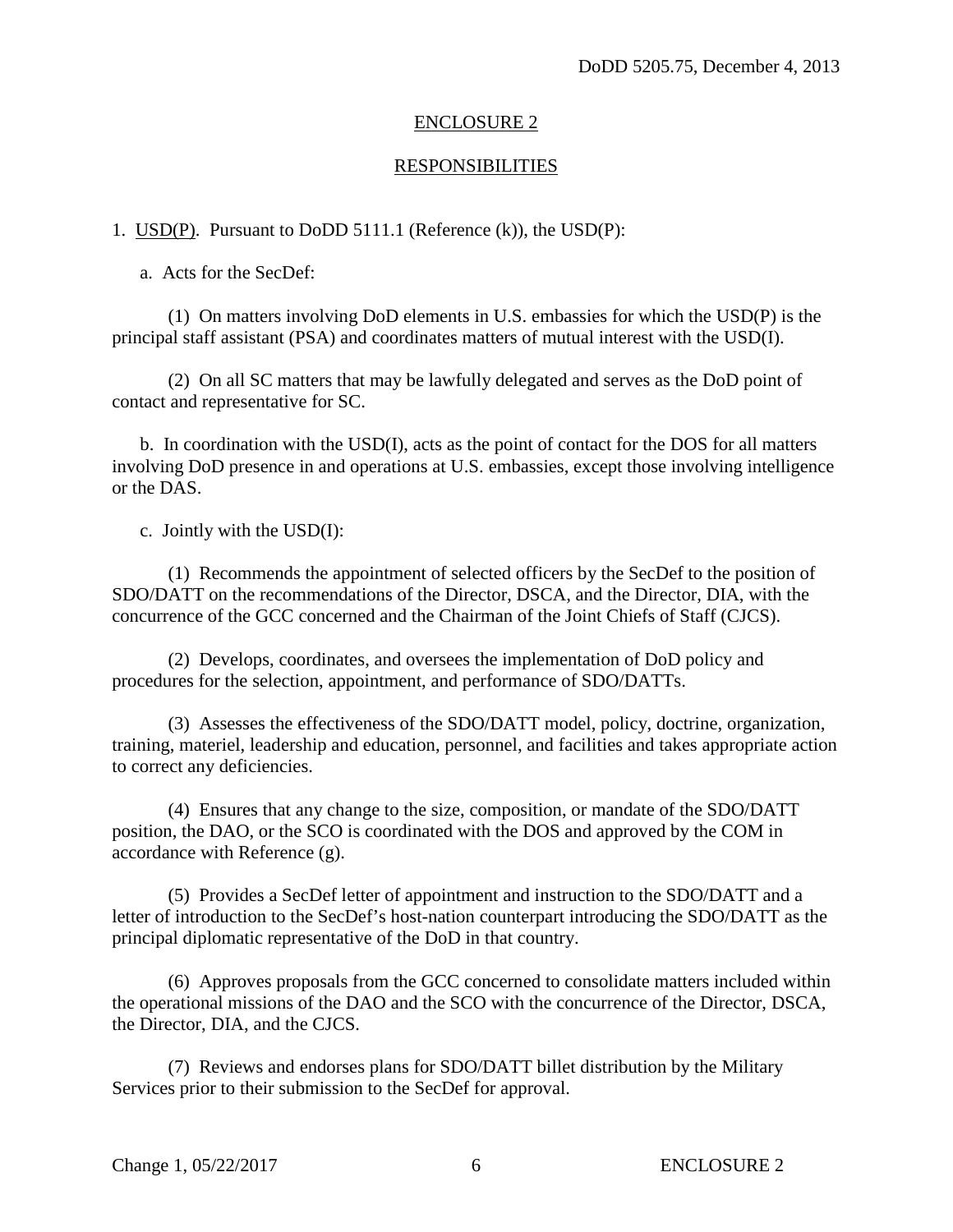## ENCLOSURE 2

## RESPONSIBILITIES

1. USD(P). Pursuant to DoDD 5111.1 (Reference (k)), the USD(P):

a. Acts for the SecDef:

(1) On matters involving DoD elements in U.S. embassies for which the USD(P) is the principal staff assistant (PSA) and coordinates matters of mutual interest with the USD(I).

(2) On all SC matters that may be lawfully delegated and serves as the DoD point of contact and representative for SC.

b. In coordination with the USD(I), acts as the point of contact for the DOS for all matters involving DoD presence in and operations at U.S. embassies, except those involving intelligence or the DAS.

c. Jointly with the USD(I):

(1) Recommends the appointment of selected officers by the SecDef to the position of SDO/DATT on the recommendations of the Director, DSCA, and the Director, DIA, with the concurrence of the GCC concerned and the Chairman of the Joint Chiefs of Staff (CJCS).

(2) Develops, coordinates, and oversees the implementation of DoD policy and procedures for the selection, appointment, and performance of SDO/DATTs.

(3) Assesses the effectiveness of the SDO/DATT model, policy, doctrine, organization, training, materiel, leadership and education, personnel, and facilities and takes appropriate action to correct any deficiencies.

(4) Ensures that any change to the size, composition, or mandate of the SDO/DATT position, the DAO, or the SCO is coordinated with the DOS and approved by the COM in accordance with Reference (g).

(5) Provides a SecDef letter of appointment and instruction to the SDO/DATT and a letter of introduction to the SecDef's host-nation counterpart introducing the SDO/DATT as the principal diplomatic representative of the DoD in that country.

(6) Approves proposals from the GCC concerned to consolidate matters included within the operational missions of the DAO and the SCO with the concurrence of the Director, DSCA, the Director, DIA, and the CJCS.

(7) Reviews and endorses plans for SDO/DATT billet distribution by the Military Services prior to their submission to the SecDef for approval.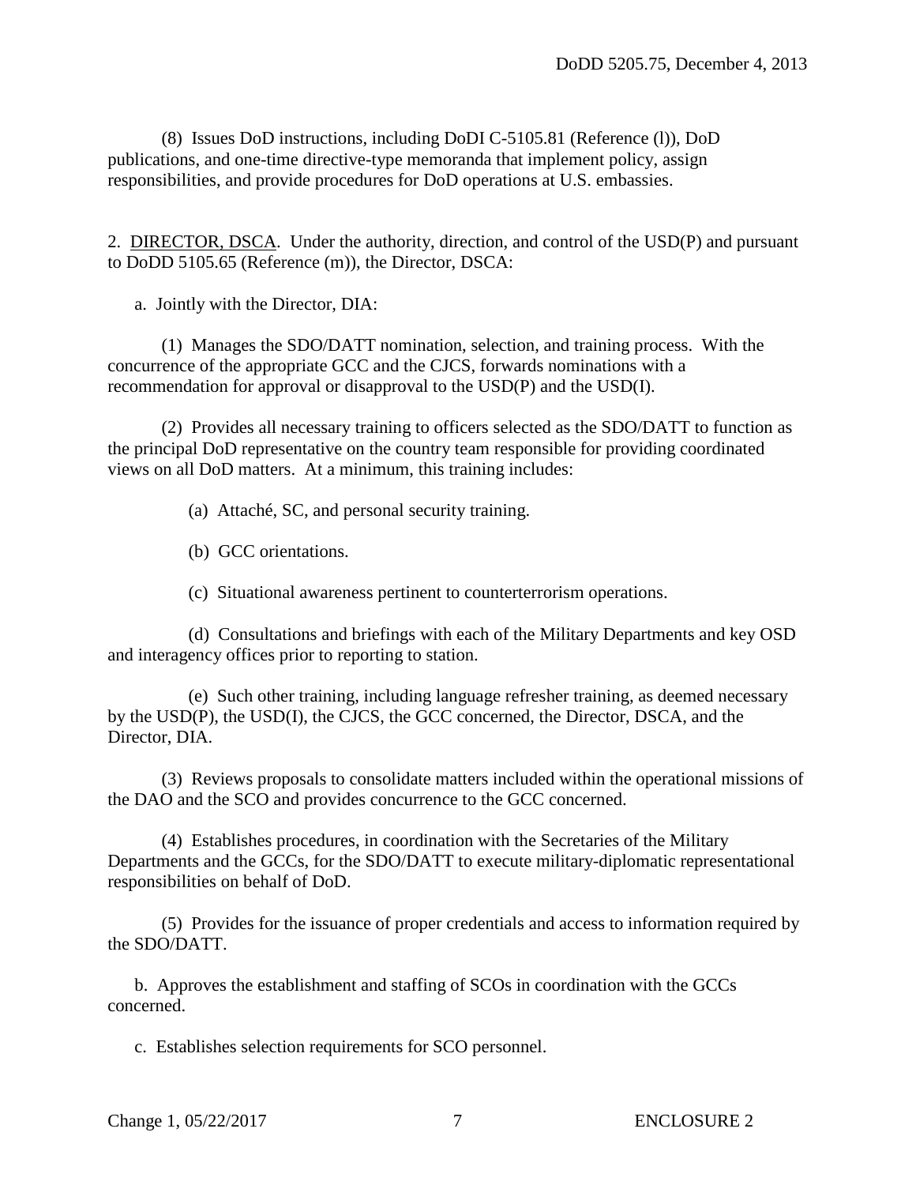(8) Issues DoD instructions, including DoDI C-5105.81 (Reference (l)), DoD publications, and one-time directive-type memoranda that implement policy, assign responsibilities, and provide procedures for DoD operations at U.S. embassies.

2. DIRECTOR, DSCA. Under the authority, direction, and control of the USD(P) and pursuant to DoDD 5105.65 (Reference (m)), the Director, DSCA:

a. Jointly with the Director, DIA:

(1) Manages the SDO/DATT nomination, selection, and training process. With the concurrence of the appropriate GCC and the CJCS, forwards nominations with a recommendation for approval or disapproval to the USD(P) and the USD(I).

(2) Provides all necessary training to officers selected as the SDO/DATT to function as the principal DoD representative on the country team responsible for providing coordinated views on all DoD matters. At a minimum, this training includes:

(a) Attaché, SC, and personal security training.

(b) GCC orientations.

(c) Situational awareness pertinent to counterterrorism operations.

(d) Consultations and briefings with each of the Military Departments and key OSD and interagency offices prior to reporting to station.

(e) Such other training, including language refresher training, as deemed necessary by the USD(P), the USD(I), the CJCS, the GCC concerned, the Director, DSCA, and the Director, DIA.

(3) Reviews proposals to consolidate matters included within the operational missions of the DAO and the SCO and provides concurrence to the GCC concerned.

(4) Establishes procedures, in coordination with the Secretaries of the Military Departments and the GCCs, for the SDO/DATT to execute military-diplomatic representational responsibilities on behalf of DoD.

(5) Provides for the issuance of proper credentials and access to information required by the SDO/DATT.

b. Approves the establishment and staffing of SCOs in coordination with the GCCs concerned.

c. Establishes selection requirements for SCO personnel.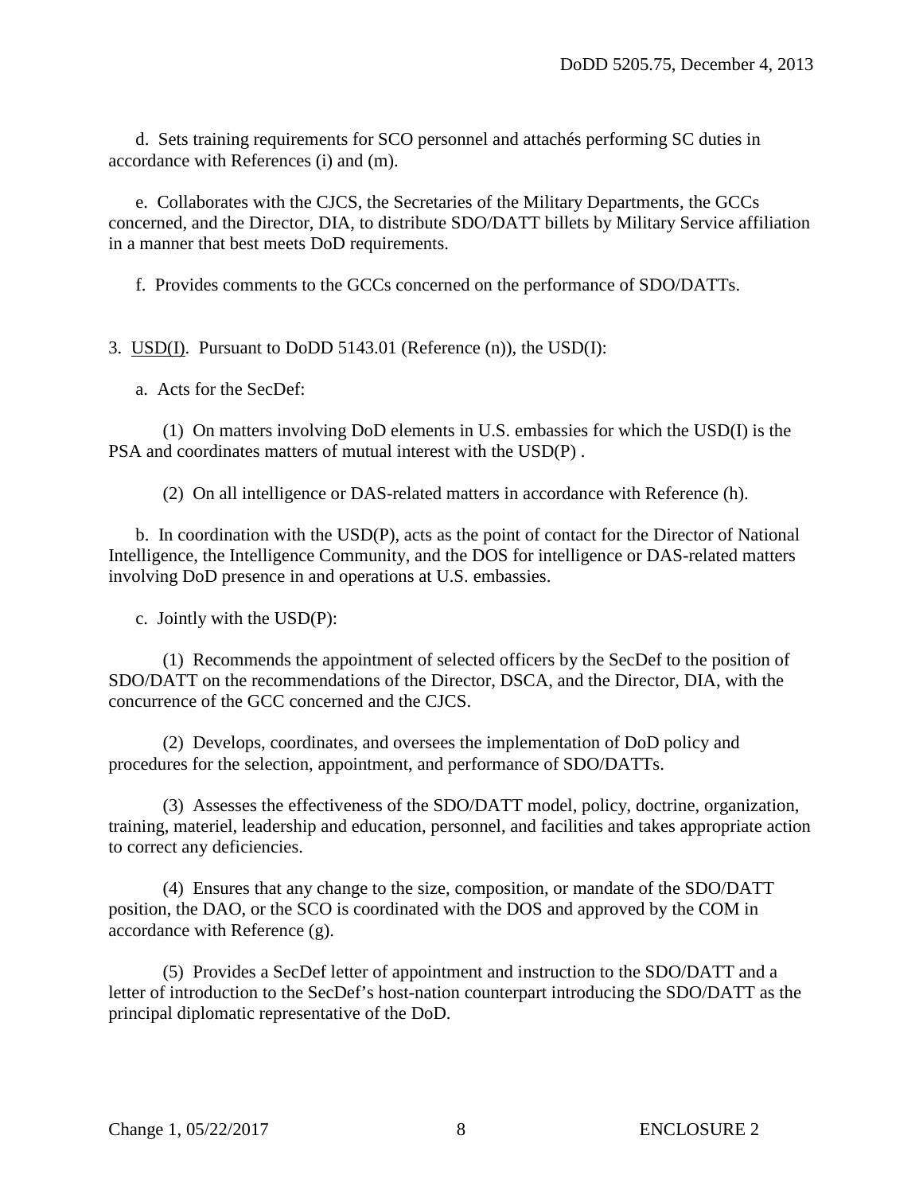d. Sets training requirements for SCO personnel and attachés performing SC duties in accordance with References (i) and (m).

e. Collaborates with the CJCS, the Secretaries of the Military Departments, the GCCs concerned, and the Director, DIA, to distribute SDO/DATT billets by Military Service affiliation in a manner that best meets DoD requirements.

f. Provides comments to the GCCs concerned on the performance of SDO/DATTs.

3. USD(I). Pursuant to DoDD 5143.01 (Reference (n)), the USD(I):

a. Acts for the SecDef:

(1) On matters involving DoD elements in U.S. embassies for which the USD(I) is the PSA and coordinates matters of mutual interest with the USD(P) .

(2) On all intelligence or DAS-related matters in accordance with Reference (h).

b. In coordination with the USD(P), acts as the point of contact for the Director of National Intelligence, the Intelligence Community, and the DOS for intelligence or DAS-related matters involving DoD presence in and operations at U.S. embassies.

c. Jointly with the USD(P):

(1) Recommends the appointment of selected officers by the SecDef to the position of SDO/DATT on the recommendations of the Director, DSCA, and the Director, DIA, with the concurrence of the GCC concerned and the CJCS.

(2) Develops, coordinates, and oversees the implementation of DoD policy and procedures for the selection, appointment, and performance of SDO/DATTs.

(3) Assesses the effectiveness of the SDO/DATT model, policy, doctrine, organization, training, materiel, leadership and education, personnel, and facilities and takes appropriate action to correct any deficiencies.

(4) Ensures that any change to the size, composition, or mandate of the SDO/DATT position, the DAO, or the SCO is coordinated with the DOS and approved by the COM in accordance with Reference (g).

(5) Provides a SecDef letter of appointment and instruction to the SDO/DATT and a letter of introduction to the SecDef's host-nation counterpart introducing the SDO/DATT as the principal diplomatic representative of the DoD.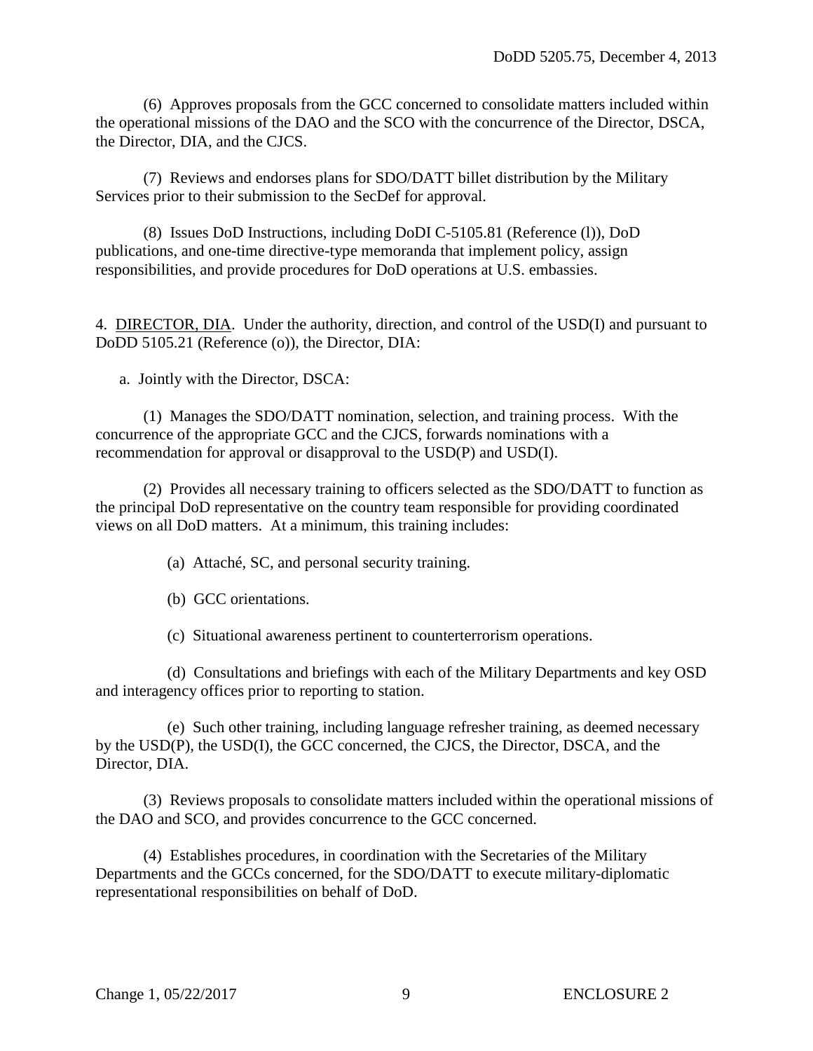(6) Approves proposals from the GCC concerned to consolidate matters included within the operational missions of the DAO and the SCO with the concurrence of the Director, DSCA, the Director, DIA, and the CJCS.

(7) Reviews and endorses plans for SDO/DATT billet distribution by the Military Services prior to their submission to the SecDef for approval.

(8) Issues DoD Instructions, including DoDI C-5105.81 (Reference (l)), DoD publications, and one-time directive-type memoranda that implement policy, assign responsibilities, and provide procedures for DoD operations at U.S. embassies.

4. DIRECTOR, DIA. Under the authority, direction, and control of the USD(I) and pursuant to DoDD 5105.21 (Reference (o)), the Director, DIA:

a. Jointly with the Director, DSCA:

(1) Manages the SDO/DATT nomination, selection, and training process. With the concurrence of the appropriate GCC and the CJCS, forwards nominations with a recommendation for approval or disapproval to the USD(P) and USD(I).

(2) Provides all necessary training to officers selected as the SDO/DATT to function as the principal DoD representative on the country team responsible for providing coordinated views on all DoD matters. At a minimum, this training includes:

(a) Attaché, SC, and personal security training.

(b) GCC orientations.

(c) Situational awareness pertinent to counterterrorism operations.

(d) Consultations and briefings with each of the Military Departments and key OSD and interagency offices prior to reporting to station.

(e) Such other training, including language refresher training, as deemed necessary by the USD(P), the USD(I), the GCC concerned, the CJCS, the Director, DSCA, and the Director, DIA.

(3) Reviews proposals to consolidate matters included within the operational missions of the DAO and SCO, and provides concurrence to the GCC concerned.

(4) Establishes procedures, in coordination with the Secretaries of the Military Departments and the GCCs concerned, for the SDO/DATT to execute military-diplomatic representational responsibilities on behalf of DoD.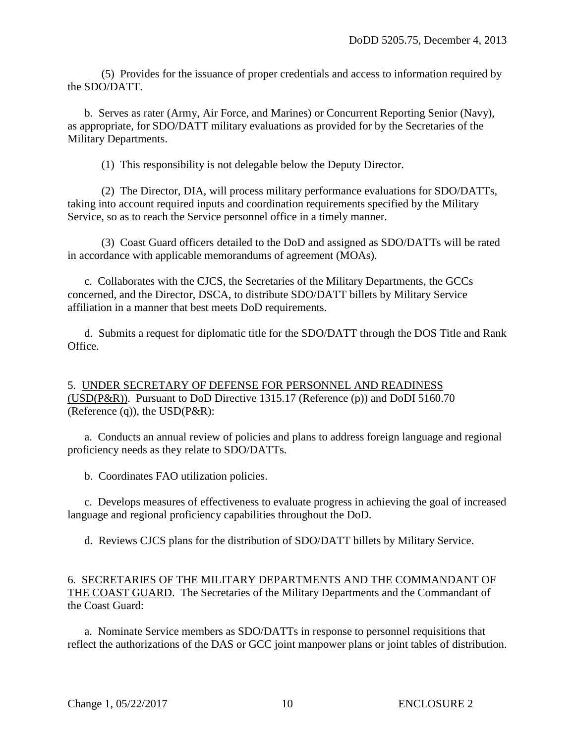(5) Provides for the issuance of proper credentials and access to information required by the SDO/DATT.

b. Serves as rater (Army, Air Force, and Marines) or Concurrent Reporting Senior (Navy), as appropriate, for SDO/DATT military evaluations as provided for by the Secretaries of the Military Departments.

(1) This responsibility is not delegable below the Deputy Director.

(2) The Director, DIA, will process military performance evaluations for SDO/DATTs, taking into account required inputs and coordination requirements specified by the Military Service, so as to reach the Service personnel office in a timely manner.

(3) Coast Guard officers detailed to the DoD and assigned as SDO/DATTs will be rated in accordance with applicable memorandums of agreement (MOAs).

c. Collaborates with the CJCS, the Secretaries of the Military Departments, the GCCs concerned, and the Director, DSCA, to distribute SDO/DATT billets by Military Service affiliation in a manner that best meets DoD requirements.

d. Submits a request for diplomatic title for the SDO/DATT through the DOS Title and Rank Office.

5. UNDER SECRETARY OF DEFENSE FOR PERSONNEL AND READINESS (USD(P&R)). Pursuant to DoD Directive 1315.17 (Reference (p)) and DoDI 5160.70 (Reference (q)), the USD(P&R):

a. Conducts an annual review of policies and plans to address foreign language and regional proficiency needs as they relate to SDO/DATTs.

b. Coordinates FAO utilization policies.

c. Develops measures of effectiveness to evaluate progress in achieving the goal of increased language and regional proficiency capabilities throughout the DoD.

d. Reviews CJCS plans for the distribution of SDO/DATT billets by Military Service.

6. SECRETARIES OF THE MILITARY DEPARTMENTS AND THE COMMANDANT OF THE COAST GUARD. The Secretaries of the Military Departments and the Commandant of the Coast Guard:

a. Nominate Service members as SDO/DATTs in response to personnel requisitions that reflect the authorizations of the DAS or GCC joint manpower plans or joint tables of distribution.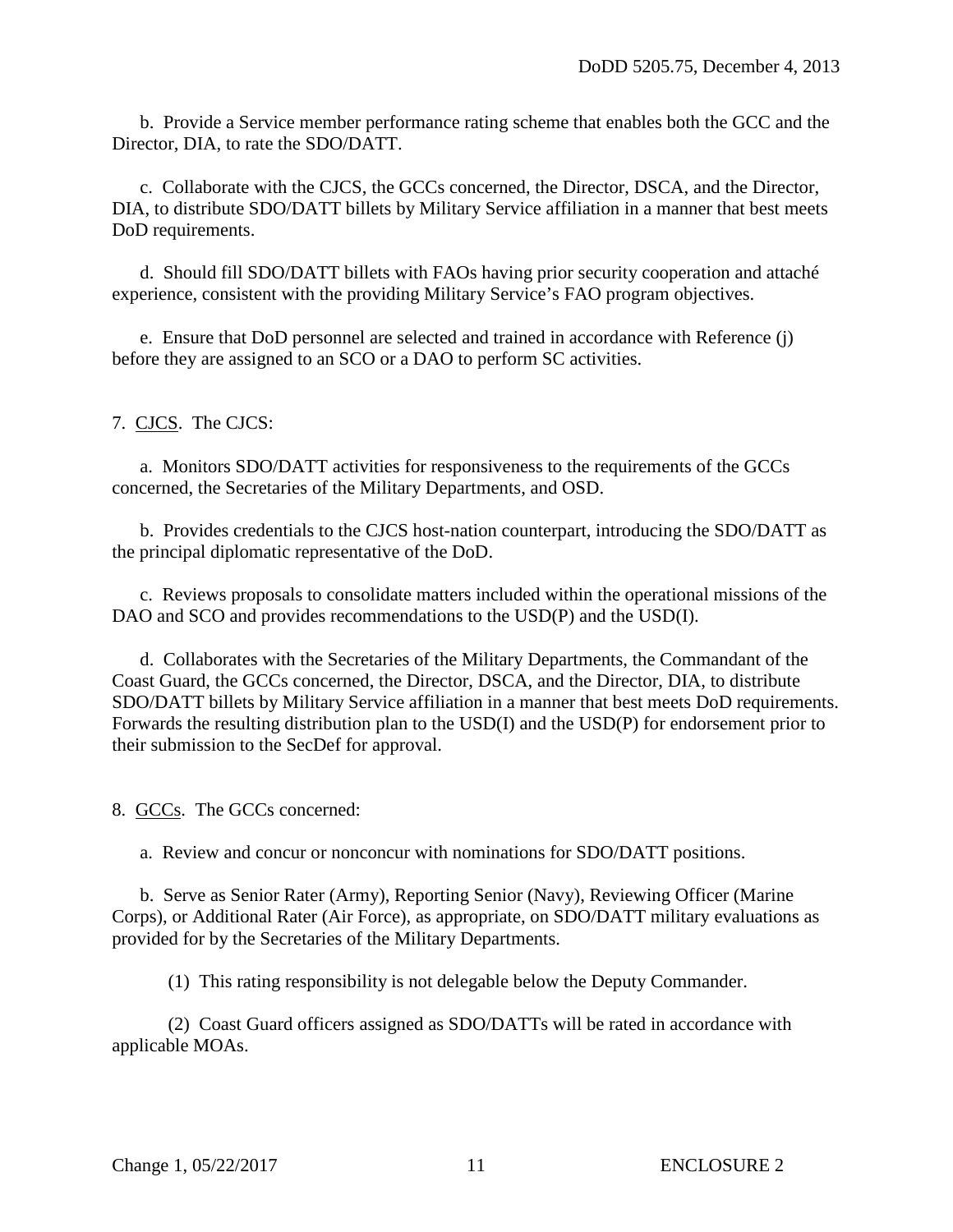b. Provide a Service member performance rating scheme that enables both the GCC and the Director, DIA, to rate the SDO/DATT.

c. Collaborate with the CJCS, the GCCs concerned, the Director, DSCA, and the Director, DIA, to distribute SDO/DATT billets by Military Service affiliation in a manner that best meets DoD requirements.

d. Should fill SDO/DATT billets with FAOs having prior security cooperation and attaché experience, consistent with the providing Military Service's FAO program objectives.

e. Ensure that DoD personnel are selected and trained in accordance with Reference (j) before they are assigned to an SCO or a DAO to perform SC activities.

7. CJCS. The CJCS:

a. Monitors SDO/DATT activities for responsiveness to the requirements of the GCCs concerned, the Secretaries of the Military Departments, and OSD.

b. Provides credentials to the CJCS host-nation counterpart, introducing the SDO/DATT as the principal diplomatic representative of the DoD.

c. Reviews proposals to consolidate matters included within the operational missions of the DAO and SCO and provides recommendations to the USD(P) and the USD(I).

d. Collaborates with the Secretaries of the Military Departments, the Commandant of the Coast Guard, the GCCs concerned, the Director, DSCA, and the Director, DIA, to distribute SDO/DATT billets by Military Service affiliation in a manner that best meets DoD requirements. Forwards the resulting distribution plan to the USD(I) and the USD(P) for endorsement prior to their submission to the SecDef for approval.

8. GCCs. The GCCs concerned:

a. Review and concur or nonconcur with nominations for SDO/DATT positions.

b. Serve as Senior Rater (Army), Reporting Senior (Navy), Reviewing Officer (Marine Corps), or Additional Rater (Air Force), as appropriate, on SDO/DATT military evaluations as provided for by the Secretaries of the Military Departments.

(1) This rating responsibility is not delegable below the Deputy Commander.

(2) Coast Guard officers assigned as SDO/DATTs will be rated in accordance with applicable MOAs.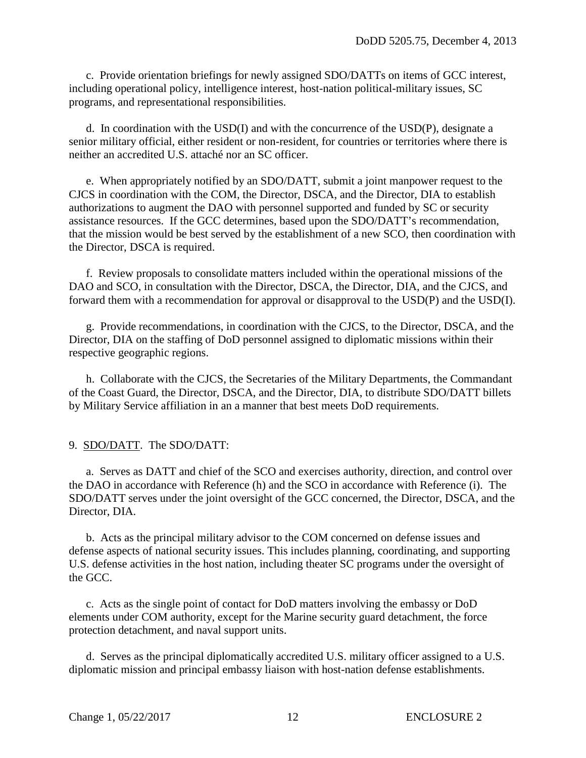c. Provide orientation briefings for newly assigned SDO/DATTs on items of GCC interest, including operational policy, intelligence interest, host-nation political-military issues, SC programs, and representational responsibilities.

d. In coordination with the USD(I) and with the concurrence of the USD(P), designate a senior military official, either resident or non-resident, for countries or territories where there is neither an accredited U.S. attaché nor an SC officer.

e. When appropriately notified by an SDO/DATT, submit a joint manpower request to the CJCS in coordination with the COM, the Director, DSCA, and the Director, DIA to establish authorizations to augment the DAO with personnel supported and funded by SC or security assistance resources. If the GCC determines, based upon the SDO/DATT's recommendation, that the mission would be best served by the establishment of a new SCO, then coordination with the Director, DSCA is required.

f. Review proposals to consolidate matters included within the operational missions of the DAO and SCO, in consultation with the Director, DSCA, the Director, DIA, and the CJCS, and forward them with a recommendation for approval or disapproval to the USD(P) and the USD(I).

g. Provide recommendations, in coordination with the CJCS, to the Director, DSCA, and the Director, DIA on the staffing of DoD personnel assigned to diplomatic missions within their respective geographic regions.

h. Collaborate with the CJCS, the Secretaries of the Military Departments, the Commandant of the Coast Guard, the Director, DSCA, and the Director, DIA, to distribute SDO/DATT billets by Military Service affiliation in an a manner that best meets DoD requirements.

9. SDO/DATT. The SDO/DATT:

a. Serves as DATT and chief of the SCO and exercises authority, direction, and control over the DAO in accordance with Reference (h) and the SCO in accordance with Reference (i). The SDO/DATT serves under the joint oversight of the GCC concerned, the Director, DSCA, and the Director, DIA.

b. Acts as the principal military advisor to the COM concerned on defense issues and defense aspects of national security issues. This includes planning, coordinating, and supporting U.S. defense activities in the host nation, including theater SC programs under the oversight of the GCC.

c. Acts as the single point of contact for DoD matters involving the embassy or DoD elements under COM authority, except for the Marine security guard detachment, the force protection detachment, and naval support units.

d. Serves as the principal diplomatically accredited U.S. military officer assigned to a U.S. diplomatic mission and principal embassy liaison with host-nation defense establishments.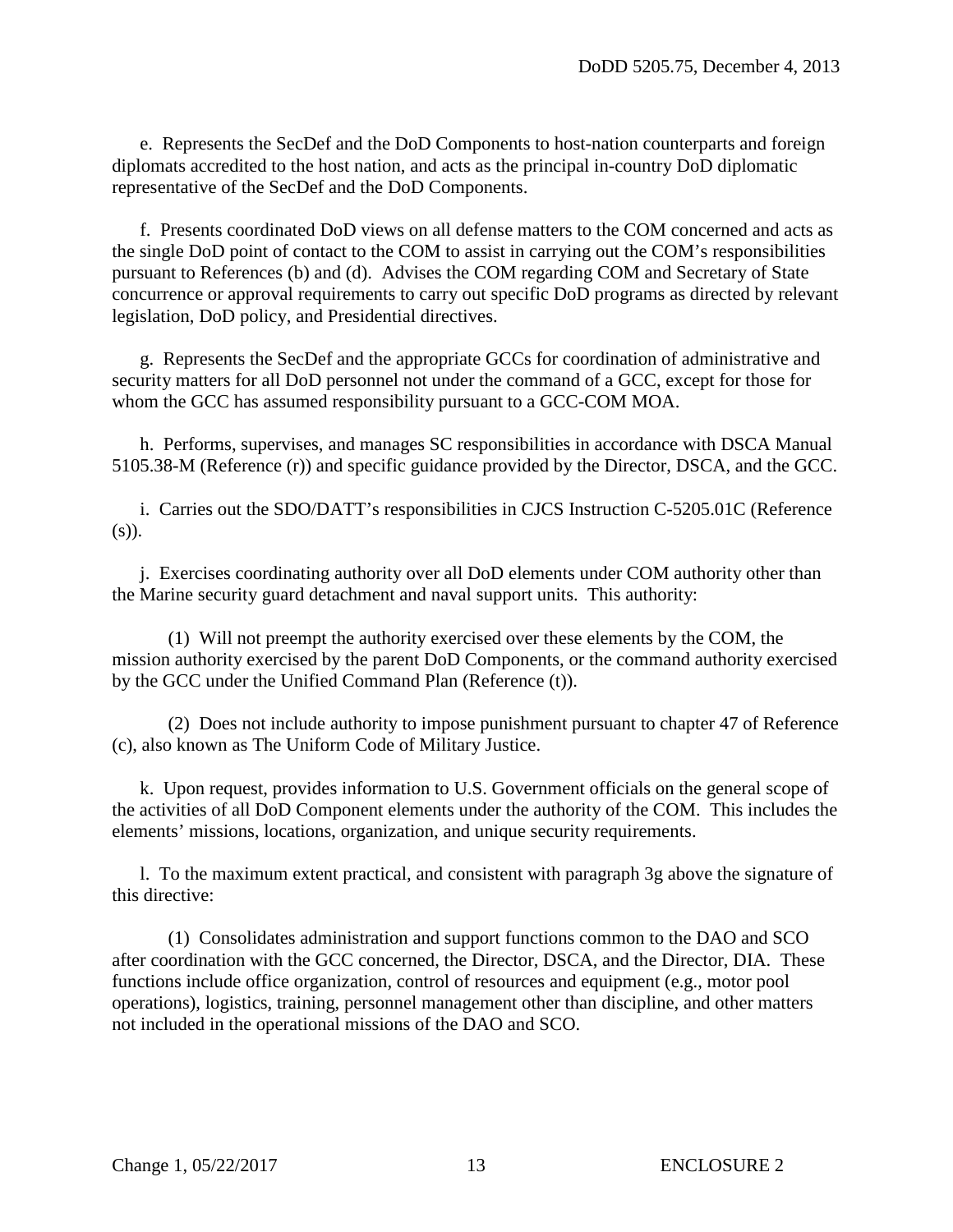e. Represents the SecDef and the DoD Components to host-nation counterparts and foreign diplomats accredited to the host nation, and acts as the principal in-country DoD diplomatic representative of the SecDef and the DoD Components.

f. Presents coordinated DoD views on all defense matters to the COM concerned and acts as the single DoD point of contact to the COM to assist in carrying out the COM's responsibilities pursuant to References (b) and (d). Advises the COM regarding COM and Secretary of State concurrence or approval requirements to carry out specific DoD programs as directed by relevant legislation, DoD policy, and Presidential directives.

g. Represents the SecDef and the appropriate GCCs for coordination of administrative and security matters for all DoD personnel not under the command of a GCC, except for those for whom the GCC has assumed responsibility pursuant to a GCC-COM MOA.

h. Performs, supervises, and manages SC responsibilities in accordance with DSCA Manual 5105.38-M (Reference (r)) and specific guidance provided by the Director, DSCA, and the GCC.

i. Carries out the SDO/DATT's responsibilities in CJCS Instruction C-5205.01C (Reference (s)).

j. Exercises coordinating authority over all DoD elements under COM authority other than the Marine security guard detachment and naval support units. This authority:

(1) Will not preempt the authority exercised over these elements by the COM, the mission authority exercised by the parent DoD Components, or the command authority exercised by the GCC under the Unified Command Plan (Reference (t)).

(2) Does not include authority to impose punishment pursuant to chapter 47 of Reference (c), also known as The Uniform Code of Military Justice.

k. Upon request, provides information to U.S. Government officials on the general scope of the activities of all DoD Component elements under the authority of the COM. This includes the elements' missions, locations, organization, and unique security requirements.

l. To the maximum extent practical, and consistent with paragraph 3g above the signature of this directive:

(1) Consolidates administration and support functions common to the DAO and SCO after coordination with the GCC concerned, the Director, DSCA, and the Director, DIA. These functions include office organization, control of resources and equipment (e.g., motor pool operations), logistics, training, personnel management other than discipline, and other matters not included in the operational missions of the DAO and SCO.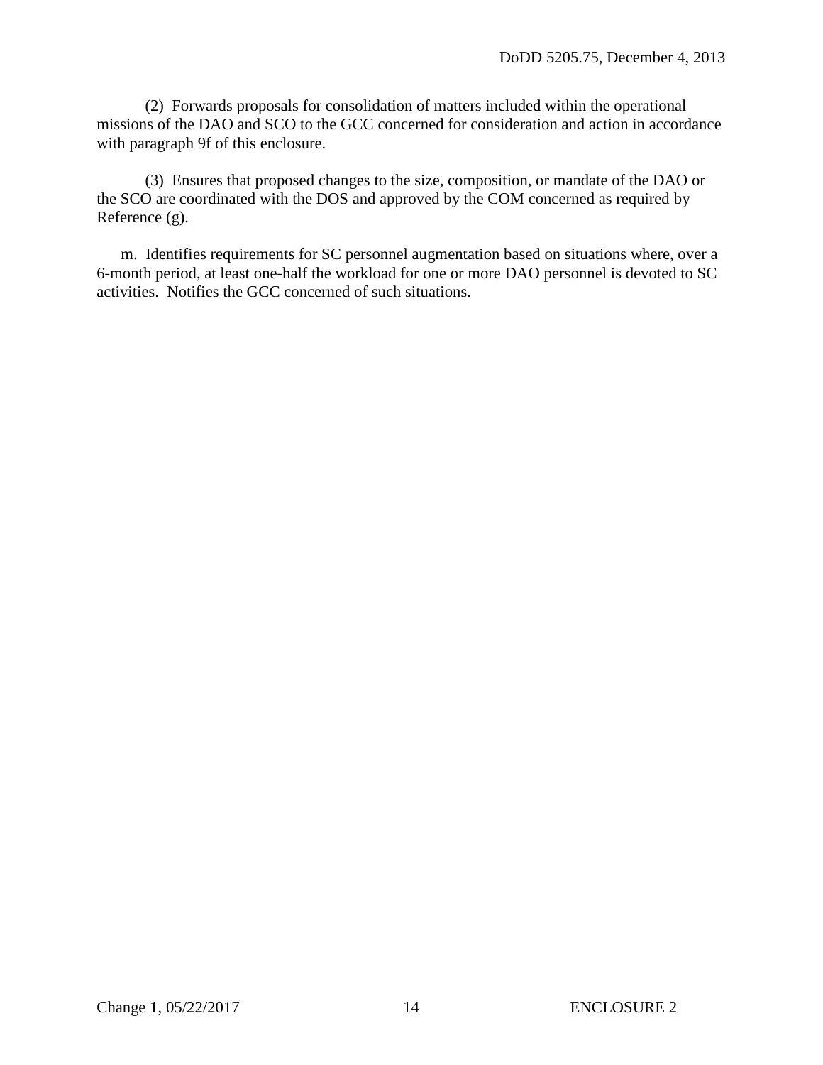(2) Forwards proposals for consolidation of matters included within the operational missions of the DAO and SCO to the GCC concerned for consideration and action in accordance with paragraph 9f of this enclosure.

(3) Ensures that proposed changes to the size, composition, or mandate of the DAO or the SCO are coordinated with the DOS and approved by the COM concerned as required by Reference (g).

m. Identifies requirements for SC personnel augmentation based on situations where, over a 6-month period, at least one-half the workload for one or more DAO personnel is devoted to SC activities. Notifies the GCC concerned of such situations.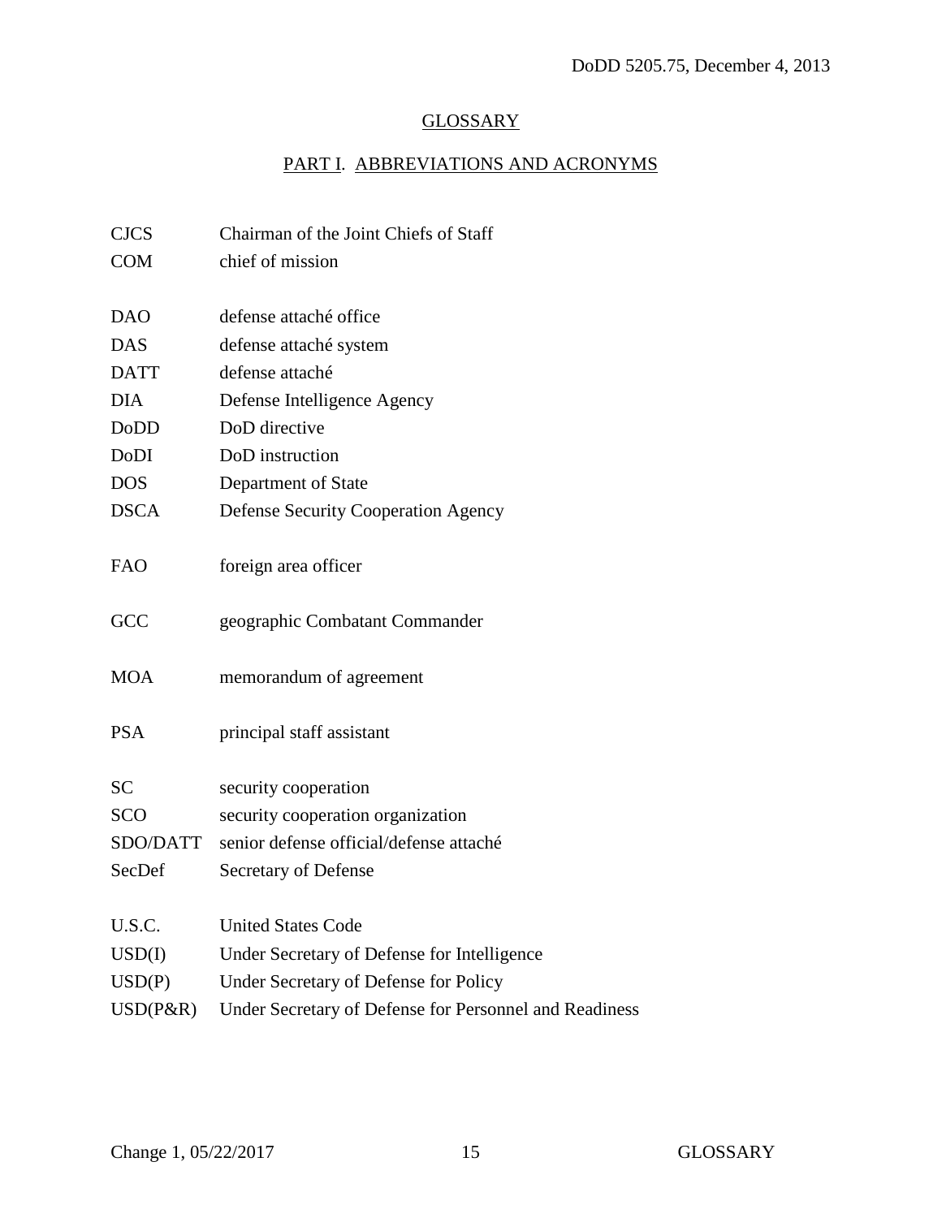# GLOSSARY

## PART I. ABBREVIATIONS AND ACRONYMS

| | |
|---|---|
| CJCS | Chairman of the Joint Chiefs of Staff |
| COM | chief of mission |
| DAO | defense attaché office |
| DAS | defense attaché system |
| DATT | defense attaché |
| DIA | Defense Intelligence Agency |
| DoDD | DoD directive |
| DoDI | DoD instruction |
| DOS | Department of State |
| DSCA | Defense Security Cooperation Agency |
| FAO | foreign area officer |
| GCC | geographic Combatant Commander |
| MOA | memorandum of agreement |
| PSA | principal staff assistant |
| SC | security cooperation |
| SCO | security cooperation organization |
| SDO/DATT | senior defense official/defense attaché |
| SecDef | Secretary of Defense |
| U.S.C. | United States Code |
| USD(I) | Under Secretary of Defense for Intelligence |
| USD(P) | Under Secretary of Defense for Policy |
| USD(P&R) | Under Secretary of Defense for Personnel and Readiness |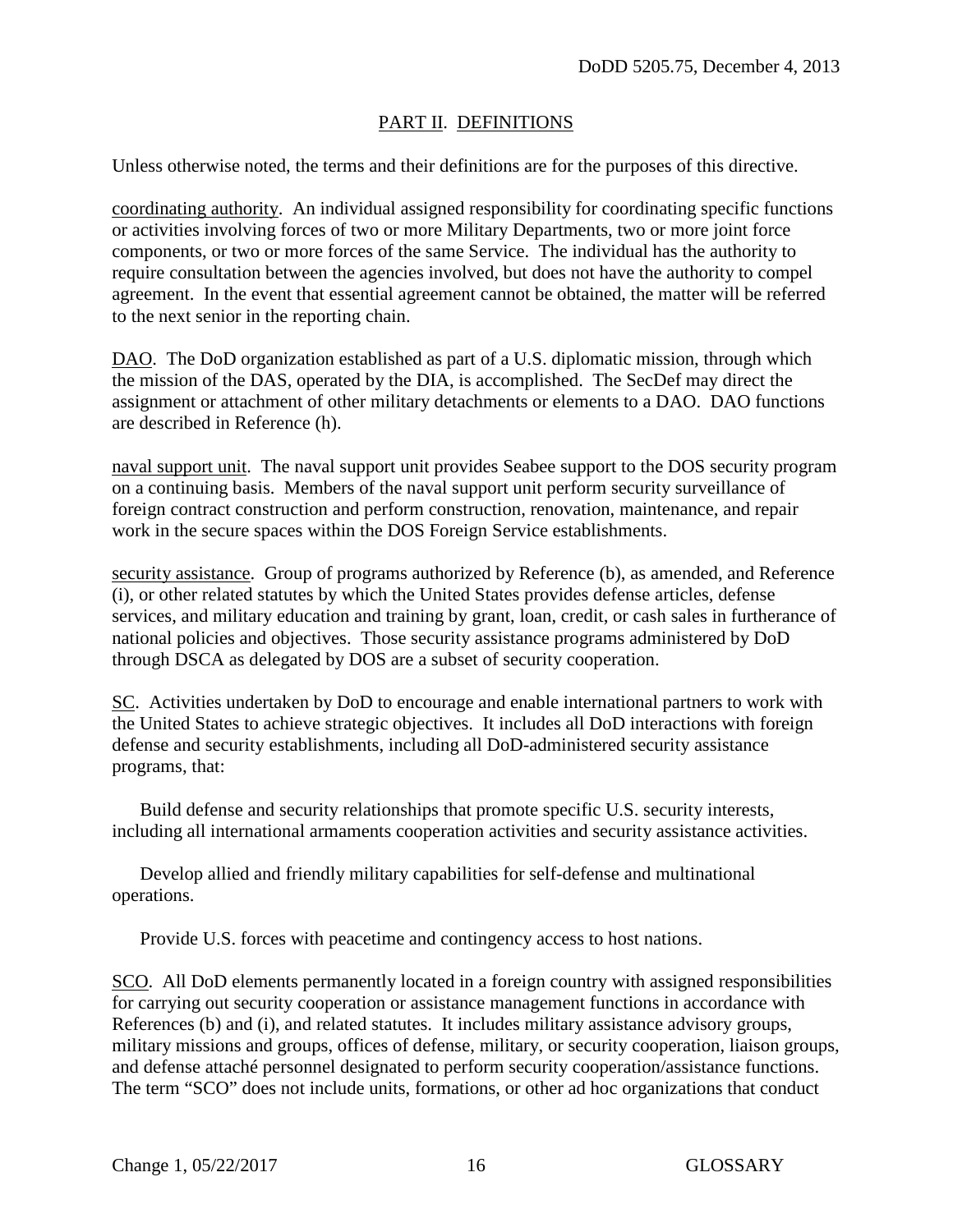## PART II. DEFINITIONS

Unless otherwise noted, the terms and their definitions are for the purposes of this directive.

coordinating authority. An individual assigned responsibility for coordinating specific functions or activities involving forces of two or more Military Departments, two or more joint force components, or two or more forces of the same Service. The individual has the authority to require consultation between the agencies involved, but does not have the authority to compel agreement. In the event that essential agreement cannot be obtained, the matter will be referred to the next senior in the reporting chain.

DAO. The DoD organization established as part of a U.S. diplomatic mission, through which the mission of the DAS, operated by the DIA, is accomplished. The SecDef may direct the assignment or attachment of other military detachments or elements to a DAO. DAO functions are described in Reference (h).

naval support unit. The naval support unit provides Seabee support to the DOS security program on a continuing basis. Members of the naval support unit perform security surveillance of foreign contract construction and perform construction, renovation, maintenance, and repair work in the secure spaces within the DOS Foreign Service establishments.

security assistance. Group of programs authorized by Reference (b), as amended, and Reference (i), or other related statutes by which the United States provides defense articles, defense services, and military education and training by grant, loan, credit, or cash sales in furtherance of national policies and objectives. Those security assistance programs administered by DoD through DSCA as delegated by DOS are a subset of security cooperation.

SC. Activities undertaken by DoD to encourage and enable international partners to work with the United States to achieve strategic objectives. It includes all DoD interactions with foreign defense and security establishments, including all DoD-administered security assistance programs, that:

Build defense and security relationships that promote specific U.S. security interests, including all international armaments cooperation activities and security assistance activities.

Develop allied and friendly military capabilities for self-defense and multinational operations.

Provide U.S. forces with peacetime and contingency access to host nations.

SCO. All DoD elements permanently located in a foreign country with assigned responsibilities for carrying out security cooperation or assistance management functions in accordance with References (b) and (i), and related statutes. It includes military assistance advisory groups, military missions and groups, offices of defense, military, or security cooperation, liaison groups, and defense attaché personnel designated to perform security cooperation/assistance functions. The term "SCO" does not include units, formations, or other ad hoc organizations that conduct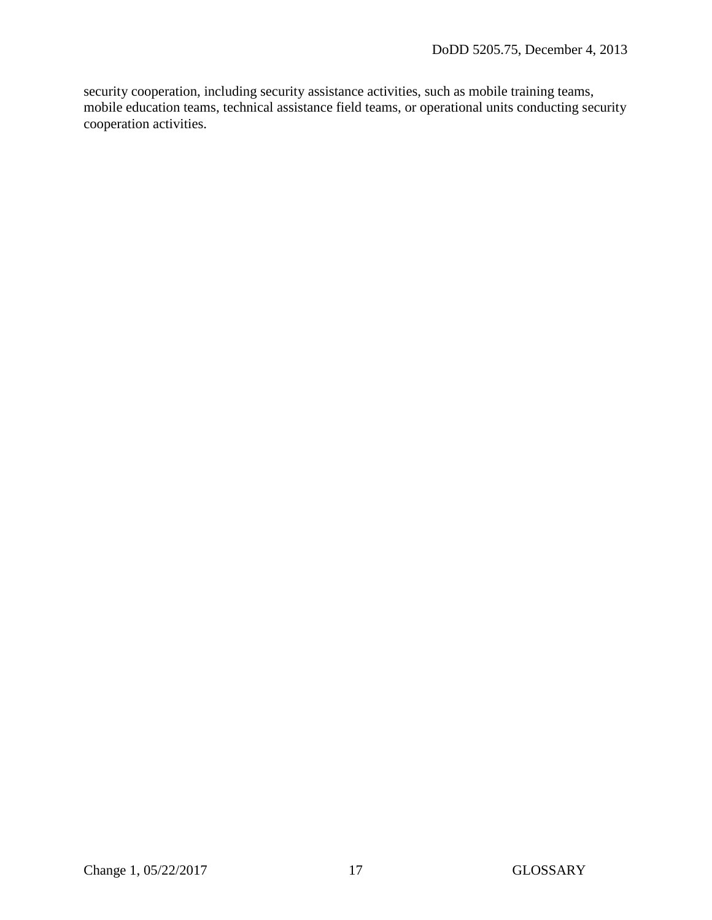security cooperation, including security assistance activities, such as mobile training teams, mobile education teams, technical assistance field teams, or operational units conducting security cooperation activities.